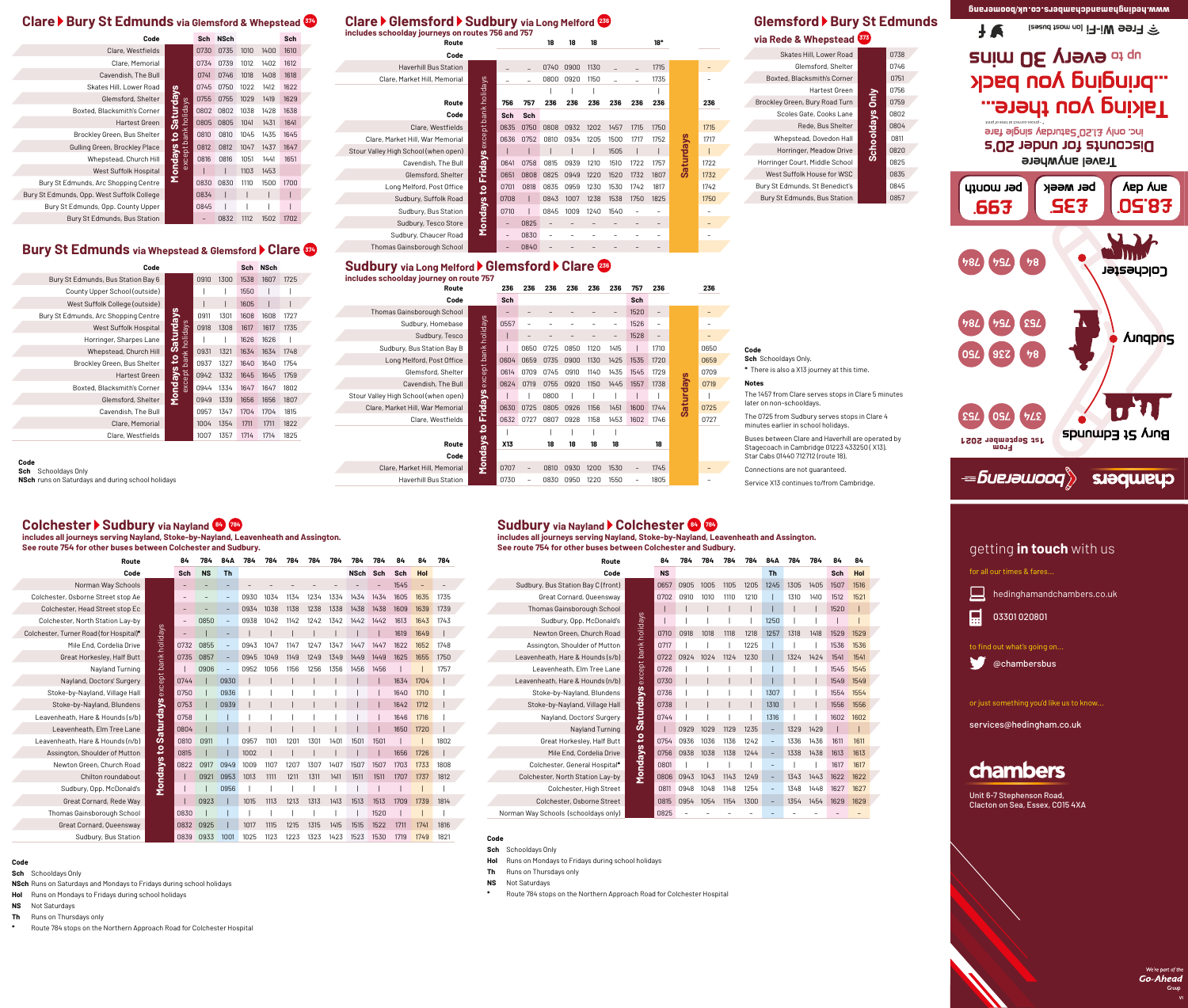## Clare ▶ Bury St Edmunds via Glemsford & Whepstead 374

Mondays to Saturdays except bank holidays

| Code | Sch | NSch | | | Sch |
|---|---|---|---|---|---|
| Clare, Westfields | 0730 | 0735 | 1010 | 1400 | 1610 |
| Clare, Memorial | 0734 | 0739 | 1012 | 1402 | 1612 |
| Cavendish, The Bull | 0741 | 0746 | 1018 | 1408 | 1618 |
| Skates Hill, Lower Road | 0745 | 0750 | 1022 | 1412 | 1622 |
| Glemsford, Shelter | 0755 | 0755 | 1029 | 1419 | 1629 |
| Boxted, Blacksmith's Corner | 0802 | 0802 | 1038 | 1428 | 1638 |
| Hartest Green | 0805 | 0805 | 1041 | 1431 | 1641 |
| Brockley Green, Bus Shelter | 0810 | 0810 | 1045 | 1435 | 1645 |
| Gulling Green, Brockley Place | 0812 | 0812 | 1047 | 1437 | 1647 |
| Whepstead, Church Hill | 0816 | 0816 | 1051 | 1441 | 1651 |
| West Suffolk Hospital | \| | \| | 1103 | 1453 | \| |
| Bury St Edmunds, Arc Shopping Centre | 0830 | 0830 | 1110 | 1500 | 1700 |
| Bury St Edmunds, Opp. West Suffolk College | 0834 | \| | \| | \| | \| |
| Bury St Edmunds, Opp. County Upper | 0845 | \| | \| | \| | \| |
| Bury St Edmunds, Bus Station | – | 0832 | 1112 | 1502 | 1702 |

## Bury St Edmunds via Whepstead & Glemsford ▶ Clare 374

Mondays to Saturdays except bank holidays

| Code | | | Sch | NSch | |
|---|---|---|---|---|---|
| Bury St Edmunds, Bus Station Bay 6 | 0910 | 1300 | 1538 | 1607 | 1725 |
| County Upper School (outside) | \| | \| | 1550 | \| | \| |
| West Suffolk College (outside) | \| | \| | 1605 | \| | \| |
| Bury St Edmunds, Arc Shopping Centre | 0911 | 1301 | 1608 | 1608 | 1727 |
| West Suffolk Hospital | 0918 | 1308 | 1617 | 1617 | 1735 |
| Horringer, Sharpes Lane | \| | \| | 1626 | 1626 | \| |
| Whepstead, Church Hill | 0931 | 1321 | 1634 | 1634 | 1748 |
| Brockley Green, Bus Shelter | 0937 | 1327 | 1640 | 1640 | 1754 |
| Hartest Green | 0942 | 1332 | 1645 | 1645 | 1759 |
| Boxted, Blacksmith's Corner | 0944 | 1334 | 1647 | 1647 | 1802 |
| Glemsford, Shelter | 0949 | 1339 | 1656 | 1656 | 1807 |
| Cavendish, The Bull | 0957 | 1347 | 1704 | 1704 | 1815 |
| Clare, Memorial | 1004 | 1354 | 1711 | 1711 | 1822 |
| Clare, Westfields | 1007 | 1357 | 1714 | 1714 | 1825 |

**Code**
**Sch** Schooldays Only
**NSch** runs on Saturdays and during school holidays

## Clare ▶ Glemsford ▶ Sudbury via Long Melford 236

includes schoolday journeys on routes 756 and 757

| | Mondays to Fridays except bank holidays | | | | | | | | Saturdays |
|---|---|---|---|---|---|---|---|---|---|
| Route | | | 18 | 18 | 18 | | | 18* | |
| Code | | | | | | | | | |
| Haverhill Bus Station | – | – | 0740 | 0900 | 1130 | – | – | 1715 | – |
| Clare, Market Hill, Memorial | – | – | 0800 | 0920 | 1150 | – | – | 1735 | – |
| | | | \| | \| | \| | | | \| | |
| Route | 756 | 757 | 236 | 236 | 236 | 236 | 236 | 236 | 236 |
| Code | Sch | Sch | | | | | | | |
| Clare, Westfields | 0635 | 0750 | 0808 | 0932 | 1202 | 1457 | 1715 | 1750 | 1715 |
| Clare, Market Hill, War Memorial | 0636 | 0752 | 0810 | 0934 | 1205 | 1500 | 1717 | 1752 | 1717 |
| Stour Valley High School (when open) | \| | \| | \| | \| | \| | 1505 | \| | \| | \| |
| Cavendish, The Bull | 0641 | 0758 | 0815 | 0939 | 1210 | 1510 | 1722 | 1757 | 1722 |
| Glemsford, Shelter | 0651 | 0808 | 0825 | 0949 | 1220 | 1520 | 1732 | 1807 | 1732 |
| Long Melford, Post Office | 0701 | 0818 | 0835 | 0959 | 1230 | 1530 | 1742 | 1817 | 1742 |
| Sudbury, Suffolk Road | 0708 | \| | 0843 | 1007 | 1238 | 1538 | 1750 | 1825 | 1750 |
| Sudbury, Bus Station | 0710 | \| | 0845 | 1009 | 1240 | 1540 | – | – | – |
| Sudbury, Tesco Store | – | 0825 | – | – | – | – | – | – | – |
| Sudbury, Chaucer Road | – | 0830 | – | – | – | – | – | – | – |
| Thomas Gainsborough School | – | 0840 | – | – | – | – | – | – | – |

## Sudbury via Long Melford ▶ Glemsford ▶ Clare 236

includes schoolday journey on route 757

| | Mondays to Fridays except bank holidays | | | | | | | | Saturdays |
|---|---|---|---|---|---|---|---|---|---|
| Route | 236 | 236 | 236 | 236 | 236 | 236 | 757 | 236 | 236 |
| Code | Sch | | | | | | Sch | | |
| Thomas Gainsborough School | – | – | – | – | – | – | 1520 | – | – |
| Sudbury, Homebase | 0557 | – | – | – | – | – | 1526 | – | – |
| Sudbury, Tesco | \| | – | – | – | – | – | 1528 | – | – |
| Sudbury, Bus Station Bay B | \| | 0650 | 0725 | 0850 | 1120 | 1415 | \| | 1710 | 0650 |
| Long Melford, Post Office | 0604 | 0659 | 0735 | 0900 | 1130 | 1425 | 1535 | 1720 | 0659 |
| Glemsford, Shelter | 0614 | 0709 | 0745 | 0910 | 1140 | 1435 | 1545 | 1729 | 0709 |
| Cavendish, The Bull | 0624 | 0719 | 0755 | 0920 | 1150 | 1445 | 1557 | 1738 | 0719 |
| Stour Valley High School (when open) | \| | \| | 0800 | \| | \| | \| | \| | \| | \| |
| Clare, Market Hill, War Memorial | 0630 | 0725 | 0805 | 0926 | 1156 | 1451 | 1600 | 1744 | 0725 |
| Clare, Westfields | 0632 | 0727 | 0807 | 0928 | 1158 | 1453 | 1602 | 1746 | 0727 |
| | \| | | \| | \| | \| | \| | | | |
| Route | X13 | | 18 | 18 | 18 | 18 | | 18 | |
| Code | | | | | | | | | |
| Clare, Market Hill, Memorial | 0707 | – | 0810 | 0930 | 1200 | 1530 | – | 1745 | – |
| Haverhill Bus Station | 0730 | – | 0830 | 0950 | 1220 | 1550 | – | 1805 | – |

**Code**
**Sch** Schooldays Only.
\* There is also a X13 journey at this time.

**Notes**
The 1457 from Clare serves stops in Clare 5 minutes later on non-schooldays.
The 0725 from Sudbury serves stops in Clare 4 minutes earlier in school holidays.
Buses between Clare and Haverhill are operated by Stagecoach in Cambridge 01223 433250 ( X13). Star Cabs 01440 712712 (route 18).
Connections are not guaranteed.
Service X13 continues to/from Cambridge.

## Glemsford ▶ Bury St Edmunds via Rede & Whepstead 373

Schooldays Only

| Stop | Time |
|---|---|
| Skates Hill, Lower Road | 0738 |
| Glemsford, Shelter | 0746 |
| Boxted, Blacksmith's Corner | 0751 |
| Hartest Green | 0756 |
| Brockley Green, Bury Road Turn | 0759 |
| Scoles Gate, Cooks Lane | 0802 |
| Rede, Bus Shelter | 0804 |
| Whepstead, Dovedon Hall | 0811 |
| Horringer, Meadow Drive | 0820 |
| Horringer Court, Middle School | 0825 |
| West Suffolk House for WSC | 0835 |
| Bury St Edmunds, St Benedict's | 0845 |
| Bury St Edmunds, Bus Station | 0857 |

## Colchester ▶ Sudbury via Nayland 84 784

**includes all journeys serving Nayland, Stoke-by-Nayland, Leavenheath and Assington.**
**See route 754 for other buses between Colchester and Sudbury.**

Mondays to Saturdays except bank holidays

| Route | 84 | 784 | 84A | 784 | 784 | 784 | 784 | 784 | 784 | 784 | 84 | 84 | 784 |
|---|---|---|---|---|---|---|---|---|---|---|---|---|---|
| Code | Sch | NS | Th | | | | | | NSch | Sch | Sch | Hol | |
| Norman Way Schools | – | – | – | – | – | – | – | – | – | – | 1545 | – | – |
| Colchester, Osborne Street stop Ae | – | – | – | 0930 | 1034 | 1134 | 1234 | 1334 | 1434 | 1434 | 1605 | 1635 | 1735 |
| Colchester, Head Street stop Ec | – | – | – | 0934 | 1038 | 1138 | 1238 | 1338 | 1438 | 1438 | 1609 | 1639 | 1739 |
| Colchester, North Station Lay-by | – | 0850 | – | 0938 | 1042 | 1142 | 1242 | 1342 | 1442 | 1442 | 1613 | 1643 | 1743 |
| Colchester, Turner Road (for Hospital)* | – | \| | – | \| | \| | \| | \| | \| | \| | \| | 1619 | 1649 | \| |
| Mile End, Cordelia Drive | 0732 | 0855 | – | 0943 | 1047 | 1147 | 1247 | 1347 | 1447 | 1447 | 1622 | 1652 | 1748 |
| Great Horkesley, Half Butt | 0735 | 0857 | – | 0945 | 1049 | 1149 | 1249 | 1349 | 1449 | 1449 | 1625 | 1655 | 1750 |
| Nayland Turning | \| | 0906 | – | 0952 | 1056 | 1156 | 1256 | 1356 | 1456 | 1456 | \| | \| | 1757 |
| Nayland, Doctors' Surgery | 0744 | \| | 0930 | \| | \| | \| | \| | \| | \| | \| | 1634 | 1704 | \| |
| Stoke-by-Nayland, Village Hall | 0750 | \| | 0936 | \| | \| | \| | \| | \| | \| | \| | 1640 | 1710 | \| |
| Stoke-by-Nayland, Blundens | 0753 | \| | 0939 | \| | \| | \| | \| | \| | \| | \| | 1642 | 1712 | \| |
| Leavenheath, Hare & Hounds (s/b) | 0758 | \| | \| | \| | \| | \| | \| | \| | \| | \| | 1646 | 1716 | \| |
| Leavenheath, Elm Tree Lane | 0804 | \| | \| | \| | \| | \| | \| | \| | \| | \| | 1650 | 1720 | \| |
| Leavenheath, Hare & Hounds (n/b) | 0810 | 0911 | \| | 0957 | 1101 | 1201 | 1301 | 1401 | 1501 | 1501 | \| | \| | 1802 |
| Assington, Shoulder of Mutton | 0815 | \| | \| | 1002 | \| | \| | \| | \| | \| | \| | 1656 | 1726 | \| |
| Newton Green, Church Road | 0822 | 0917 | 0949 | 1009 | 1107 | 1207 | 1307 | 1407 | 1507 | 1507 | 1703 | 1733 | 1808 |
| Chilton roundabout | \| | 0921 | 0953 | 1013 | 1111 | 1211 | 1311 | 1411 | 1511 | 1511 | 1707 | 1737 | 1812 |
| Sudbury, Opp. McDonald's | \| | \| | 0956 | \| | \| | \| | \| | \| | \| | \| | \| | \| | \| |
| Great Cornard, Rede Way | \| | 0923 | \| | 1015 | 1113 | 1213 | 1313 | 1413 | 1513 | 1513 | 1709 | 1739 | 1814 |
| Thomas Gainsborough School | 0830 | \| | \| | \| | \| | \| | \| | \| | \| | 1520 | \| | \| | \| |
| Great Cornard, Queensway | 0832 | 0925 | \| | 1017 | 1115 | 1215 | 1315 | 1415 | 1515 | 1522 | 1711 | 1741 | 1816 |
| Sudbury, Bus Station | 0839 | 0933 | 1001 | 1025 | 1123 | 1223 | 1323 | 1423 | 1523 | 1530 | 1719 | 1749 | 1821 |

**Code**
**Sch** Schooldays Only
**NSch** Runs on Saturdays and Mondays to Fridays during school holidays
**Hol** Runs on Mondays to Fridays during school holidays
**NS** Not Saturdays
**Th** Runs on Thursdays only
\* Route 784 stops on the Northern Approach Road for Colchester Hospital

## Sudbury via Nayland ▶ Colchester 84 784

**includes all journeys serving Nayland, Stoke-by-Nayland, Leavenheath and Assington.**
**See route 754 for other buses between Colchester and Sudbury.**

Mondays to Saturdays except bank holidays

| Route | 84 | 784 | 784 | 784 | 784 | 84A | 784 | 784 | 84 | 84 |
|---|---|---|---|---|---|---|---|---|---|---|
| Code | NS | | | | | Th | | | Sch | Hol |
| Sudbury, Bus Station Bay C (front) | 0657 | 0905 | 1005 | 1105 | 1205 | 1245 | 1305 | 1405 | 1507 | 1516 |
| Great Cornard, Queensway | 0702 | 0910 | 1010 | 1110 | 1210 | \| | 1310 | 1410 | 1512 | 1521 |
| Thomas Gainsborough School | \| | \| | \| | \| | \| | \| | \| | \| | 1520 | \| |
| Sudbury, Opp. McDonald's | \| | \| | \| | \| | \| | 1250 | \| | \| | \| | \| |
| Newton Green, Church Road | 0710 | 0918 | 1018 | 1118 | 1218 | 1257 | 1318 | 1418 | 1529 | 1529 |
| Assington, Shoulder of Mutton | 0717 | \| | \| | \| | 1225 | \| | \| | \| | 1536 | 1536 |
| Leavenheath, Hare & Hounds (s/b) | 0722 | 0924 | 1024 | 1124 | 1230 | \| | 1324 | 1424 | 1541 | 1541 |
| Leavenheath, Elm Tree Lane | 0726 | \| | \| | \| | \| | \| | \| | \| | 1545 | 1545 |
| Leavenheath, Hare & Hounds (n/b) | 0730 | \| | \| | \| | \| | \| | \| | \| | 1549 | 1549 |
| Stoke-by-Nayland, Blundens | 0736 | \| | \| | \| | \| | 1307 | \| | \| | 1554 | 1554 |
| Stoke-by-Nayland, Village Hall | 0738 | \| | \| | \| | \| | 1310 | \| | \| | 1556 | 1556 |
| Nayland, Doctors' Surgery | 0744 | \| | \| | \| | \| | 1316 | \| | \| | 1602 | 1602 |
| Nayland Turning | \| | 0929 | 1029 | 1129 | 1235 | – | 1329 | 1429 | \| | \| |
| Great Horkesley, Half Butt | 0754 | 0936 | 1036 | 1136 | 1242 | – | 1336 | 1436 | 1611 | 1611 |
| Mile End, Cordelia Drive | 0756 | 0938 | 1038 | 1138 | 1244 | – | 1338 | 1438 | 1613 | 1613 |
| Colchester, General Hospital* | 0801 | \| | \| | \| | \| | – | \| | \| | 1617 | 1617 |
| Colchester, North Station Lay-by | 0806 | 0943 | 1043 | 1143 | 1249 | – | 1343 | 1443 | 1622 | 1622 |
| Colchester, High Street | 0811 | 0948 | 1048 | 1148 | 1254 | – | 1348 | 1448 | 1627 | 1627 |
| Colchester, Osborne Street | 0815 | 0954 | 1054 | 1154 | 1300 | – | 1354 | 1454 | 1629 | 1629 |
| Norman Way Schools (schooldays only) | 0825 | – | – | – | – | – | – | – | – | – |

**Code**
**Sch** Schooldays Only
**Hol** Runs on Mondays to Fridays during school holidays
**Th** Runs on Thursdays only
**NS** Not Saturdays
\* Route 784 stops on the Northern Approach Road for Colchester Hospital

---

www.hedinghamandchambers.co.uk/boomerang

Free Wi-Fi (on most buses)

**Taking you there... ...bringing you back** up to every 30 mins

**Discounts for under 20's** inc. only £1.20 Saturday single fare
* prices correct at time of print

**Travel anywhere**
£8.50 any day | £35 per week | £99 per month

From 1st September 2021

Bury St Edmunds: 374, 750, 753
Sudbury: 84, 236, 750, 753, 754, 784
Colchester: 84, 754, 784

chambers boomerang

---

getting **in touch** with us

for all our times & fares...
hedinghamandchambers.co.uk
03301 020801

to find out what's going on...
@chambersbus

or just something you'd like us to know...
services@hedingham.co.uk

**chambers**
Unit 6-7 Stephenson Road,
Clacton on Sea, Essex, CO15 4XA

We're part of the Go-Ahead Group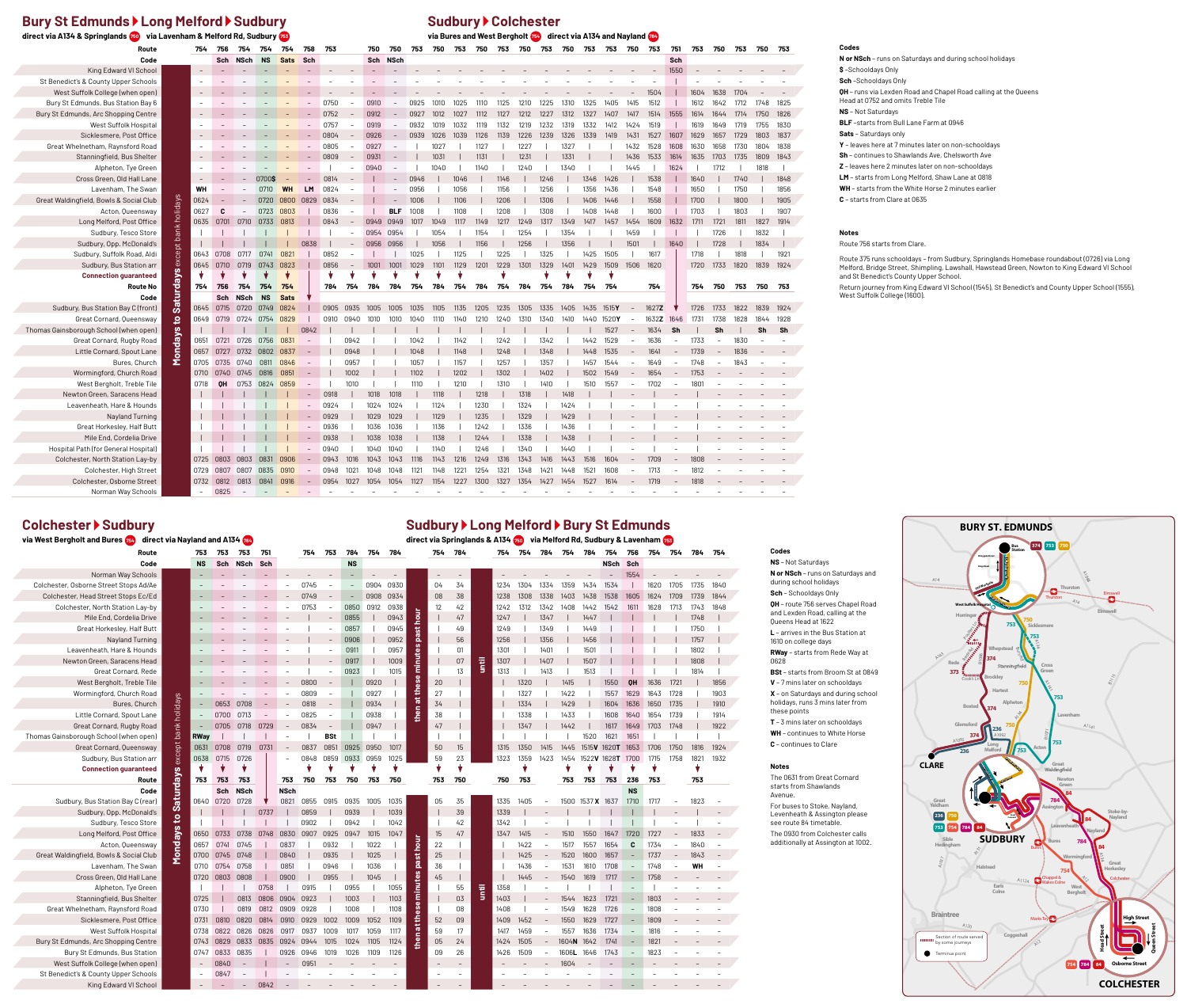# Bury St Edmunds ▸ Long Melford ▸ Sudbury

**direct via A134 & Springlands 750** · **via Lavenham & Melford Rd, Sudbury 753**

# Sudbury ▸ Colchester

**via Bures and West Bergholt 754** · **direct via A134 and Nayland 784**

Mondays to Saturdays except bank holidays

| Route | 754 | 756 | 754 | 754 | 754 | 758 | 753 | | 750 | 750 | 753 | 750 | 753 | 750 | 753 | 750 | 753 | 750 | 753 | 753 | 750 | 753 | 751 | 753 | 750 | 753 | 750 | 753 |
|---|---|---|---|---|---|---|---|---|---|---|---|---|---|---|---|---|---|---|---|---|---|---|---|---|---|---|---|---|
| Code | | Sch | NSch | NS | Sats | Sch | | | Sch | NSch | | | | | | | | | | | | | Sch | | | | | |
| King Edward VI School | – | – | – | – | – | – | – | – | – | – | – | – | – | – | – | – | – | – | – | – | – | – | 1550 | – | – | – | – | – |
| St Benedict's & County Upper Schools | – | – | – | – | – | – | – | – | – | – | – | – | – | – | – | – | – | – | – | – | – | – | \| | – | – | – | – | – |
| West Suffolk College (when open) | – | – | – | – | – | – | – | – | – | – | – | – | – | – | – | – | – | – | – | – | – | 1504 | \| | 1604 | 1638 | 1704 | – | – |
| Bury St Edmunds, Bus Station Bay 6 | – | – | – | – | – | – | 0750 | – | 0910 | – | 0925 | 1010 | 1025 | 1110 | 1125 | 1210 | 1225 | 1310 | 1325 | 1405 | 1415 | 1512 | \| | 1612 | 1642 | 1712 | 1748 | 1825 |
| Bury St Edmunds, Arc Shopping Centre | – | – | – | – | – | – | 0752 | – | 0912 | – | 0927 | 1012 | 1027 | 1112 | 1127 | 1212 | 1227 | 1312 | 1327 | 1407 | 1417 | 1514 | 1555 | 1614 | 1644 | 1714 | 1750 | 1826 |
| West Suffolk Hospital | – | – | – | – | – | – | 0757 | – | 0919 | – | 0932 | 1019 | 1032 | 1119 | 1132 | 1219 | 1232 | 1319 | 1332 | 1412 | 1424 | 1519 | \| | 1619 | 1649 | 1719 | 1755 | 1830 |
| Sicklesmere, Post Office | – | – | – | – | – | – | 0804 | – | 0926 | – | 0939 | 1026 | 1039 | 1126 | 1139 | 1226 | 1239 | 1326 | 1339 | 1419 | 1431 | 1527 | 1607 | 1629 | 1657 | 1729 | 1803 | 1837 |
| Great Whelnetham, Raynsford Road | – | – | – | – | – | – | 0805 | – | 0927 | – | \| | 1027 | \| | 1127 | \| | 1227 | \| | 1327 | \| | \| | 1432 | 1528 | 1608 | 1630 | 1658 | 1730 | 1804 | 1838 |
| Stanningfield, Bus Shelter | – | – | – | – | – | – | 0809 | – | 0931 | – | \| | 1031 | \| | 1131 | \| | 1231 | \| | 1331 | \| | \| | 1436 | 1533 | 1614 | 1635 | 1703 | 1735 | 1809 | 1843 |
| Alpheton, Tye Green | – | – | – | – | – | – | \| | – | 0940 | – | \| | 1040 | \| | 1140 | \| | 1240 | \| | 1340 | \| | \| | 1445 | \| | 1624 | \| | 1712 | \| | 1818 | \| |
| Cross Green, Old Hall Lane | – | – | – | 0700$ | – | – | 0814 | – | \| | – | 0946 | \| | 1046 | \| | 1146 | \| | 1246 | \| | 1346 | 1426 | \| | 1538 | \| | 1640 | \| | 1740 | \| | 1848 |
| Lavenham, The Swan | WH | – | – | 0710 | WH | LM | 0824 | – | \| | – | 0956 | \| | 1056 | \| | 1156 | \| | 1256 | \| | 1356 | 1436 | \| | 1548 | \| | 1650 | \| | 1750 | \| | 1856 |
| Great Waldingfield, Bowls & Social Club | 0624 | – | – | 0720 | 0800 | 0829 | 0834 | – | \| | \| | 1006 | \| | 1106 | \| | 1206 | \| | 1306 | \| | 1406 | 1446 | \| | 1558 | \| | 1700 | \| | 1800 | \| | 1905 |
| Acton, Queensway | 0627 | C | – | 0723 | 0803 | \| | 0836 | – | \| | BLF | 1008 | \| | 1108 | \| | 1208 | \| | 1308 | \| | 1408 | 1448 | \| | 1600 | \| | 1703 | \| | 1803 | \| | 1907 |
| Long Melford, Post Office | 0635 | 0701 | 0710 | 0733 | 0813 | \| | 0843 | – | 0949 | 0949 | 1017 | 1049 | 1117 | 1149 | 1217 | 1249 | 1317 | 1349 | 1417 | 1457 | 1454 | 1609 | 1632 | 1711 | 1721 | 1811 | 1827 | 1914 |
| Sudbury, Tesco Store | \| | \| | \| | \| | \| | \| | \| | – | 0954 | 0954 | \| | 1054 | \| | 1154 | \| | 1254 | \| | 1354 | \| | \| | 1459 | \| | \| | \| | 1726 | \| | 1832 | \| |
| Sudbury, Opp. McDonald's | \| | \| | \| | \| | \| | 0838 | \| | – | 0956 | 0956 | \| | 1056 | \| | 1156 | \| | 1256 | \| | 1356 | \| | \| | 1501 | \| | 1640 | \| | 1728 | \| | 1834 | \| |
| Sudbury, Suffolk Road, Aldi | 0643 | 0708 | 0717 | 0741 | 0821 | \| | 0852 | – | \| | \| | 1025 | \| | 1125 | \| | 1225 | \| | 1325 | \| | 1425 | 1505 | \| | 1617 | \| | 1718 | \| | 1818 | \| | 1921 |
| Sudbury, Bus Station arr | 0645 | 0710 | 0719 | 0743 | 0823 | \| | 0856 | – | 1001 | 1001 | 1029 | 1101 | 1129 | 1201 | 1229 | 1301 | 1329 | 1401 | 1429 | 1509 | 1506 | 1620 | \| | 1720 | 1733 | 1820 | 1839 | 1924 |
| **Connection guaranteed** | ▼ | ▼ | ▼ | ▼ | ▼ | ▼ | ▼ | ▼ | ▼ | ▼ | ▼ | ▼ | ▼ | ▼ | ▼ | ▼ | ▼ | ▼ | ▼ | ▼ | | ▼ | ▼ | ▼ | ▼ | ▼ | ▼ | ▼ |
| **Route No** | 754 | 756 | 754 | 754 | 754 | ▼ | 784 | 754 | 784 | 784 | 754 | 784 | 754 | 784 | 754 | 784 | 754 | 784 | 754 | 754 | | 754 | ▼ | 754 | 750 | 753 | 750 | 753 |
| Code | | Sch | NSch | NS | Sats | | | | Sch | NSch | | | | | | | | | | | | | | | | | | |
| Sudbury, Bus Station Bay C (front) | 0645 | 0715 | 0720 | 0749 | 0824 | ▼ | 0905 | 0935 | 1005 | 1005 | 1035 | 1105 | 1135 | 1205 | 1235 | 1305 | 1335 | 1405 | 1435 | 1515Y | – | 1627Z | ▼ | 1726 | 1733 | 1822 | 1839 | 1924 |
| Great Cornard, Queensway | 0649 | 0719 | 0724 | 0754 | 0829 | ▼ | 0910 | 0940 | 1010 | 1010 | 1040 | 1110 | 1140 | 1210 | 1240 | 1310 | 1340 | 1410 | 1440 | 1520Y | – | 1632Z | 1646 | 1731 | 1738 | 1828 | 1844 | 1928 |
| Thomas Gainsborough School (when open) | \| | \| | \| | \| | \| | 0842 | \| | \| | \| | \| | \| | \| | \| | \| | \| | \| | \| | \| | \| | 1527 | – | 1634 | Sh | \| | Sh | \| | Sh | Sh |
| Great Cornard, Rugby Road | 0651 | 0721 | 0726 | 0756 | 0831 | – | \| | 0942 | \| | \| | 1042 | \| | 1142 | \| | 1242 | \| | 1342 | \| | 1442 | 1529 | – | 1636 | – | 1733 | – | 1830 | – | – |
| Little Cornard, Spout Lane | 0657 | 0727 | 0732 | 0802 | 0837 | – | \| | 0948 | \| | \| | 1048 | \| | 1148 | \| | 1248 | \| | 1348 | \| | 1448 | 1535 | – | 1641 | – | 1739 | – | 1836 | – | – |
| Bures, Church | 0705 | 0735 | 0740 | 0811 | 0846 | – | \| | 0957 | \| | \| | 1057 | \| | 1157 | \| | 1257 | \| | 1357 | \| | 1457 | 1544 | – | 1649 | – | 1748 | – | 1843 | – | – |
| Wormingford, Church Road | 0710 | 0740 | 0745 | 0816 | 0851 | – | \| | 1002 | \| | \| | 1102 | \| | 1202 | \| | 1302 | \| | 1402 | \| | 1502 | 1549 | – | 1654 | – | 1753 | – | – | – | – |
| West Bergholt, Treble Tile | 0718 | QH | 0753 | 0824 | 0859 | – | \| | 1010 | \| | \| | 1110 | \| | 1210 | \| | 1310 | \| | 1410 | \| | 1510 | 1557 | – | 1702 | – | 1801 | – | – | – | – |
| Newton Green, Saracens Head | \| | \| | \| | \| | \| | – | 0918 | \| | 1018 | 1018 | \| | 1118 | \| | 1218 | \| | 1318 | \| | 1418 | \| | \| | – | \| | – | \| | – | – | – | – |
| Leavenheath, Hare & Hounds | \| | \| | \| | \| | \| | – | 0924 | \| | 1024 | 1024 | \| | 1124 | \| | 1230 | \| | 1324 | \| | 1424 | \| | \| | – | \| | – | \| | – | – | – | – |
| Nayland Turning | \| | \| | \| | \| | \| | – | 0929 | \| | 1029 | 1029 | \| | 1129 | \| | 1235 | \| | 1329 | \| | 1429 | \| | \| | – | \| | – | \| | – | – | – | – |
| Great Horkesley, Half Butt | \| | \| | \| | \| | \| | – | 0936 | \| | 1036 | 1036 | \| | 1136 | \| | 1242 | \| | 1336 | \| | 1436 | \| | \| | – | \| | – | \| | – | – | – | – |
| Mile End, Cordelia Drive | \| | \| | \| | \| | \| | – | 0938 | \| | 1038 | 1038 | \| | 1138 | \| | 1244 | \| | 1338 | \| | 1438 | \| | \| | – | \| | – | \| | – | – | – | – |
| Hospital Path (for General Hospital) | \| | \| | \| | \| | \| | – | 0940 | \| | 1040 | 1040 | \| | 1140 | \| | 1246 | \| | 1340 | \| | 1440 | \| | \| | – | \| | – | \| | – | – | – | – |
| Colchester, North Station Lay-by | 0725 | 0803 | 0803 | 0831 | 0906 | – | 0943 | 1016 | 1043 | 1043 | 1116 | 1143 | 1216 | 1249 | 1316 | 1343 | 1416 | 1443 | 1516 | 1604 | – | 1709 | – | 1808 | – | – | – | – |
| Colchester, High Street | 0729 | 0807 | 0807 | 0835 | 0910 | – | 0948 | 1021 | 1048 | 1048 | 1121 | 1148 | 1221 | 1254 | 1321 | 1348 | 1421 | 1448 | 1521 | 1608 | – | 1713 | – | 1812 | – | – | – | – |
| Colchester, Osborne Street | 0732 | 0812 | 0813 | 0841 | 0916 | – | 0954 | 1027 | 1054 | 1054 | 1127 | 1154 | 1227 | 1300 | 1327 | 1354 | 1427 | 1454 | 1527 | 1614 | – | 1719 | – | 1818 | – | – | – | – |
| Norman Way Schools | – | 0825 | – | – | – | – | – | – | – | – | – | – | – | – | – | – | – | – | – | – | – | – | – | – | – | – | – | – |

**Codes**

- N or NSch – runs on Saturdays and during school holidays
- $ – Schooldays Only
- Sch – Schooldays Only
- QH – runs via Lexden Road and Chapel Road calling at the Queens Head at 0752 and omits Treble Tile
- NS – Not Saturdays
- BLF – starts from Bull Lane Farm at 0946
- Sats – Saturdays only
- Y – leaves here at 7 minutes later on non-schooldays
- Sh – continues to Shawlands Ave, Chelsworth Ave
- Z – leaves here 2 minutes later on non-schooldays
- LM – starts from Long Melford, Shaw Lane at 0818
- WH – starts from the White Horse 2 minutes earlier
- C – starts from Clare at 0635

**Notes**

Route 756 starts from Clare.

Route 375 runs schooldays – from Sudbury, Springlands Homebase roundabout (0726) via Long Melford, Bridge Street, Shimpling, Lawshall, Hawstead Green, Nowton to King Edward VI School and St Benedict's County Upper School.

Return journey from King Edward VI School (1545), St Benedict's and County Upper School (1555), West Suffolk College (1600).

# Colchester ▸ Sudbury

**via West Bergholt and Bures 754** · **direct via Nayland and A134 784**

# Sudbury ▸ Long Melford ▸ Bury St Edmunds

**direct via Springlands & A134 750** · **via Melford Rd, Sudbury & Lavenham 753**

Mondays to Saturdays except bank holidays

| Route | 753 | 753 | 753 | 751 | | 754 | 753 | 784 | 754 | 784 | 754 | 784 | | 784 | 754 | 784 | 754 | 784 | 754 | 756 | 754 | 753 | 784 | 754 |
|---|---|---|---|---|---|---|---|---|---|---|---|---|---|---|---|---|---|---|---|---|---|---|---|---|
| Code | NS | Sch | NSch | Sch | | | | NS | | | then at these minutes past hour | | until | | | | | | NSch | Sch | | | | |
| Norman Way Schools | – | – | – | – | – | – | – | – | – | – | – | – | | – | – | – | – | – | – | 1554 | – | – | – | – |
| Colchester, Osborne Street Stops Ad/Ae | – | – | – | – | – | 0745 | – | – | 0904 | 0930 | 04 | 34 | | 1234 | 1304 | 1334 | 1359 | 1434 | 1534 | \| | 1620 | 1705 | 1735 | 1840 |
| Colchester, Head Street Stops Ec/Ed | – | – | – | – | – | 0749 | – | – | 0908 | 0934 | 08 | 38 | | 1238 | 1308 | 1338 | 1403 | 1438 | 1538 | 1605 | 1624 | 1709 | 1739 | 1844 |
| Colchester, North Station Lay-by | – | – | – | – | – | 0753 | – | 0850 | 0912 | 0938 | 12 | 42 | | 1242 | 1312 | 1342 | 1408 | 1442 | 1542 | 1611 | 1628 | 1713 | 1743 | 1848 |
| Mile End, Cordelia Drive | – | – | – | – | – | \| | – | 0855 | \| | 0943 | \| | 47 | | 1247 | \| | 1347 | \| | 1447 | \| | \| | \| | \| | 1748 | \| |
| Great Horkesley, Half Butt | – | – | – | – | – | \| | – | 0857 | \| | 0945 | \| | 49 | | 1249 | \| | 1349 | \| | 1449 | \| | \| | \| | \| | 1750 | \| |
| Nayland Turning | – | – | – | – | – | \| | – | 0906 | \| | 0952 | \| | 56 | | 1256 | \| | 1356 | \| | 1456 | \| | \| | \| | \| | 1757 | \| |
| Leavenheath, Hare & Hounds | – | – | – | – | – | \| | – | 0911 | \| | 0957 | \| | 01 | | 1301 | \| | 1401 | \| | 1501 | \| | \| | \| | \| | 1802 | \| |
| Newton Green, Saracens Head | – | – | – | – | – | \| | – | 0917 | \| | 1009 | \| | 07 | | 1307 | \| | 1407 | \| | 1507 | \| | \| | \| | \| | 1808 | \| |
| Great Cornard, Rede | – | – | – | – | – | \| | – | 0923 | \| | 1015 | \| | 13 | | 1313 | \| | 1413 | \| | 1513 | \| | \| | \| | \| | 1814 | \| |
| West Bergholt, Treble Tile | – | – | – | – | – | 0800 | – | \| | 0920 | \| | 20 | \| | | \| | 1320 | \| | 1415 | \| | 1550 | QH | 1636 | 1721 | \| | 1856 |
| Wormingford, Church Road | – | – | – | – | – | 0809 | – | \| | 0927 | \| | 27 | \| | | \| | 1327 | \| | 1422 | \| | 1557 | 1629 | 1643 | 1728 | \| | 1903 |
| Bures, Church | – | 0653 | 0708 | – | – | 0818 | – | \| | 0934 | \| | 34 | \| | | \| | 1334 | \| | 1429 | \| | 1604 | 1636 | 1650 | 1735 | \| | 1910 |
| Little Cornard, Spout Lane | – | 0700 | 0713 | – | – | 0825 | – | \| | 0941 | \| | 38 | \| | | \| | 1338 | \| | 1433 | \| | 1608 | 1640 | 1654 | 1739 | \| | 1914 |
| Great Cornard, Rugby Road | – | 0705 | 0718 | 0729 | – | 0834 | – | \| | 0947 | \| | 47 | \| | | \| | 1347 | \| | 1442 | \| | 1617 | 1649 | 1703 | 1748 | \| | 1922 |
| Thomas Gainsborough School (when open) | RWay | \| | \| | \| | – | \| | BSt | \| | \| | \| | \| | \| | | \| | \| | \| | \| | 1520 | 1621 | 1651 | \| | \| | \| | \| |
| Great Cornard, Queensway | 0631 | 0708 | 0719 | 0731 | – | 0837 | 0851 | 0925 | 0950 | 1017 | 50 | 15 | | 1315 | 1350 | 1415 | 1445 | 1515V | 1620T | 1653 | 1706 | 1750 | 1816 | 1924 |
| Sudbury, Bus Station arr | 0638 | 0715 | 0726 | \| | – | 0848 | 0859 | 0933 | 0959 | 1025 | 59 | 23 | | 1323 | 1359 | 1423 | 1454 | 1522V | 1628T | 1700 | 1715 | 1758 | 1821 | 1932 |
| **Connection guaranteed** | ▼ | ▼ | ▼ | ▼ | | ▼ | ▼ | ▼ | ▼ | ▼ | ▼ | ▼ | | ▼ | ▼ | | ▼ | ▼ | ▼ | ▼ | ▼ | ▼ | ▼ | |
| **Route** | 753 | 753 | 753 | ▼ | 753 | 750 | 753 | 750 | 753 | 750 | 753 | 750 | | 750 | 753 | | 753 | 753 | 753 | 236 | 753 | | 753 | |
| Code | | Sch | NSch | | NSch | | | | | | then at these minutes past hour | | until | | | | | | | NS | | | | |
| Sudbury, Bus Station Bay C (rear) | 0640 | 0720 | 0728 | \| | 0821 | 0855 | 0905 | 0935 | 1005 | 1035 | 05 | 35 | | 1335 | 1405 | – | 1500 | 1537X | 1637 | 1710 | 1717 | – | 1823 | – |
| Sudbury, Opp. McDonald's | \| | \| | \| | 0737 | \| | 0859 | \| | 0939 | \| | 1039 | \| | 39 | | 1339 | \| | – | \| | \| | \| | \| | \| | – | \| | – |
| Sudbury, Tesco Store | \| | \| | \| | \| | \| | 0902 | \| | 0942 | \| | 1042 | \| | 42 | | 1342 | \| | – | \| | \| | \| | \| | \| | – | \| | – |
| Long Melford, Post Office | 0650 | 0733 | 0738 | 0748 | 0830 | 0907 | 0925 | 0947 | 1015 | 1047 | 15 | 47 | | 1347 | 1415 | – | 1510 | 1550 | 1647 | 1720 | 1727 | – | 1833 | – |
| Acton, Queensway | 0657 | 0741 | 0745 | \| | 0837 | \| | 0932 | \| | 1022 | \| | 22 | \| | | \| | 1422 | – | 1517 | 1557 | 1654 | C | 1734 | – | 1840 | – |
| Great Waldingfield, Bowls & Social Club | 0700 | 0745 | 0748 | \| | 0840 | \| | 0935 | \| | 1025 | \| | 25 | \| | | \| | 1425 | – | 1520 | 1600 | 1657 | – | 1737 | – | 1843 | – |
| Lavenham, The Swan | 0710 | 0754 | 0758 | \| | 0851 | \| | 0946 | \| | 1036 | \| | 36 | \| | | \| | 1436 | – | 1531 | 1610 | 1708 | – | 1748 | – | WH | – |
| Cross Green, Old Hall Lane | 0720 | 0803 | 0808 | \| | 0900 | \| | 0955 | \| | 1045 | \| | 45 | \| | | \| | 1445 | – | 1540 | 1619 | 1717 | – | 1758 | – | – | – |
| Alpheton, Tye Green | \| | \| | \| | 0758 | \| | 0915 | \| | 0955 | \| | 1055 | \| | 55 | | 1358 | \| | – | \| | \| | \| | – | \| | – | – | – |
| Stanningfield, Bus Shelter | 0725 | \| | 0813 | 0806 | 0904 | 0923 | \| | 1003 | \| | 1103 | \| | 03 | | 1403 | \| | – | 1544 | 1623 | 1721 | – | 1803 | – | – | – |
| Great Whelnetham, Raynsford Road | 0730 | \| | 0819 | 0812 | 0909 | 0928 | \| | 1008 | \| | 1108 | \| | 08 | | 1408 | \| | – | 1549 | 1628 | 1726 | – | 1808 | – | – | – |
| Sicklesmere, Post Office | 0731 | 0810 | 0820 | 0814 | 0910 | 0929 | 1002 | 1009 | 1052 | 1109 | 52 | 09 | | 1409 | 1452 | – | 1550 | 1629 | 1727 | – | 1809 | – | – | – |
| West Suffolk Hospital | 0738 | 0822 | 0826 | 0828 | 0917 | 0937 | 1009 | 1017 | 1059 | 1117 | 59 | 17 | | 1417 | 1459 | – | 1557 | 1636 | 1734 | – | 1816 | – | – | – |
| Bury St Edmunds, Arc Shopping Centre | 0743 | 0829 | 0833 | 0835 | 0921 | 0944 | 1015 | 1024 | 1105 | 1124 | 05 | 24 | | 1424 | 1505 | – | 1601 | 1642 | 1741 | – | 1821 | – | – | – |
| Bury St Edmunds, Bus Station | 0747 | 0833 | 0835 | \| | 0926 | 0948 | 1019 | 1026 | 1109 | 1126 | 09 | 26 | | 1426 | 1509 | – | 1606L | 1646 | 1743 | – | 1823 | – | – | – |
| West Suffolk College (when open) | – | 0840 | \| | \| | 0951 | – | – | – | – | – | – | – | | – | – | – | 1604 | – | – | – | – | – | – | – |
| St Benedict's & County Upper Schools | – | 0847 | \| | \| | – | – | – | – | – | – | – | – | | – | – | – | – | – | – | – | – | – | – | – |
| King Edward VI School | – | – | – | 0842 | – | – | – | – | – | – | – | – | | – | – | – | – | – | – | – | – | – | – | – |

**Codes**

- NS – Not Saturdays
- N or NSch – runs on Saturdays and during school holidays
- Sch – Schooldays Only
- QH – route 756 serves Chapel Road and Lexden Road, calling at the Queens Head at 1622
- L – arrives in the Bus Station at 1610 on college days
- RWay – starts from Rede Way at 0628
- BSt – starts from Broom St at 0849
- V – 7 mins later on schooldays
- X – on Saturdays and during school holidays, runs 3 mins later from these points
- T – 3 mins later on schooldays
- WH – continues to White Horse
- C – continues to Clare

**Notes**

The 0631 from Great Cornard starts from Shawlands Avenue.

For buses to Stoke, Nayland, Levenheath & Assington please see route 84 timetable.

The 0930 from Colchester calls additionally at Assington at 1002.